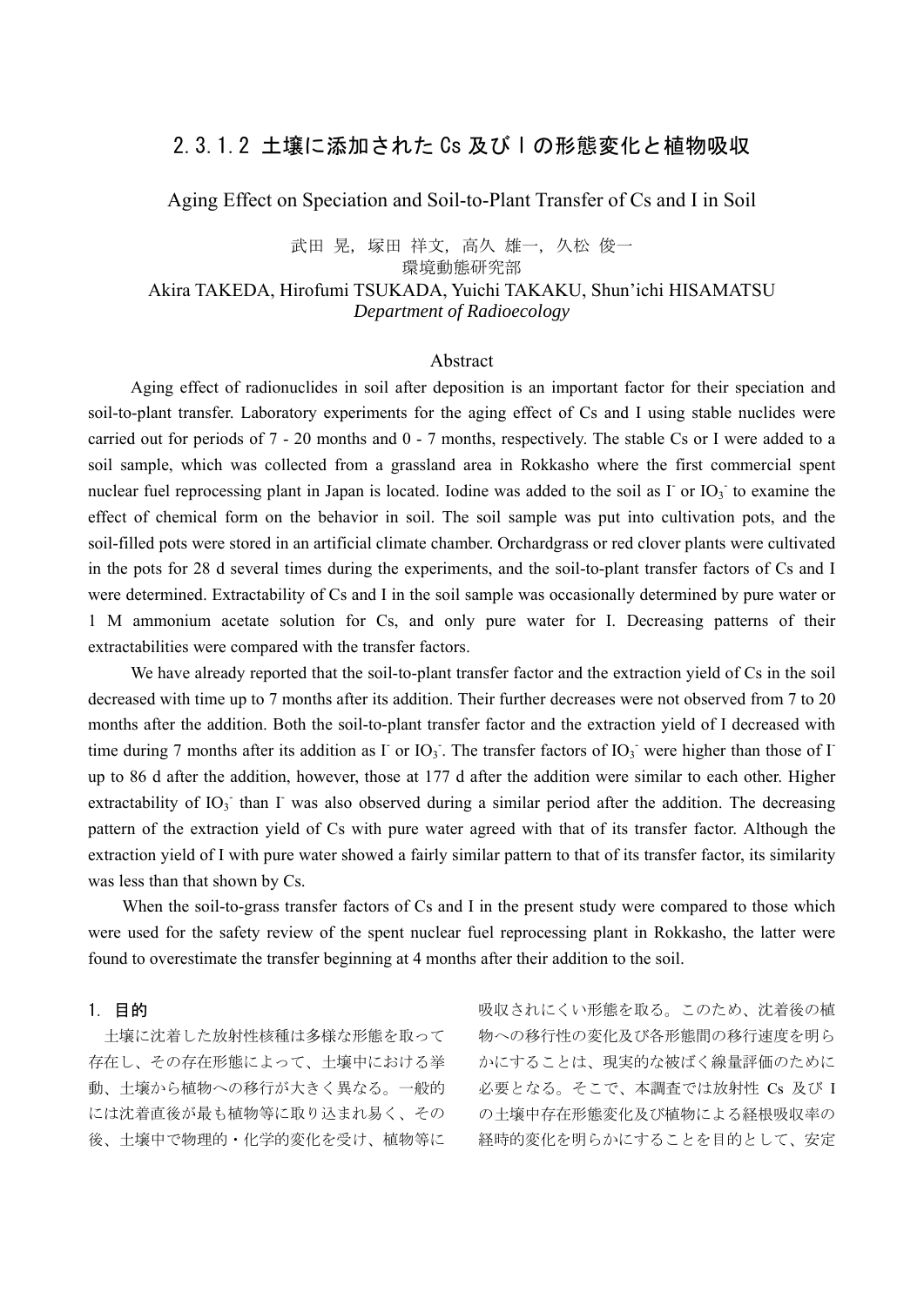# 2.3.1.2 土壌に添加された Cs 及び I の形態変化と植物吸収

## Aging Effect on Speciation and Soil-to-Plant Transfer of Cs and I in Soil

武田 晃，塚田 祥文，高久 雄一，久松 俊一
環境動態研究部
Akira TAKEDA, Hirofumi TSUKADA, Yuichi TAKAKU, Shun'ichi HISAMATSU
*Department of Radioecology*

### Abstract

Aging effect of radionuclides in soil after deposition is an important factor for their speciation and soil-to-plant transfer. Laboratory experiments for the aging effect of Cs and I using stable nuclides were carried out for periods of 7 - 20 months and 0 - 7 months, respectively. The stable Cs or I were added to a soil sample, which was collected from a grassland area in Rokkasho where the first commercial spent nuclear fuel reprocessing plant in Japan is located. Iodine was added to the soil as $I^-$ or $IO_3^-$ to examine the effect of chemical form on the behavior in soil. The soil sample was put into cultivation pots, and the soil-filled pots were stored in an artificial climate chamber. Orchardgrass or red clover plants were cultivated in the pots for 28 d several times during the experiments, and the soil-to-plant transfer factors of Cs and I were determined. Extractability of Cs and I in the soil sample was occasionally determined by pure water or 1 M ammonium acetate solution for Cs, and only pure water for I. Decreasing patterns of their extractabilities were compared with the transfer factors.

We have already reported that the soil-to-plant transfer factor and the extraction yield of Cs in the soil decreased with time up to 7 months after its addition. Their further decreases were not observed from 7 to 20 months after the addition. Both the soil-to-plant transfer factor and the extraction yield of I decreased with time during 7 months after its addition as $I^-$ or $IO_3^-$. The transfer factors of $IO_3^-$ were higher than those of $I^-$ up to 86 d after the addition, however, those at 177 d after the addition were similar to each other. Higher extractability of $IO_3^-$ than $I^-$ was also observed during a similar period after the addition. The decreasing pattern of the extraction yield of Cs with pure water agreed with that of its transfer factor. Although the extraction yield of I with pure water showed a fairly similar pattern to that of its transfer factor, its similarity was less than that shown by Cs.

When the soil-to-grass transfer factors of Cs and I in the present study were compared to those which were used for the safety review of the spent nuclear fuel reprocessing plant in Rokkasho, the latter were found to overestimate the transfer beginning at 4 months after their addition to the soil.

### 1. 目的

土壌に沈着した放射性核種は多様な形態を取って存在し、その存在形態によって、土壌中における挙動、土壌から植物への移行が大きく異なる。一般的には沈着直後が最も植物等に取り込まれ易く、その後、土壌中で物理的・化学的変化を受け、植物等に吸収されにくい形態を取る。このため、沈着後の植物への移行性の変化及び各形態間の移行速度を明らかにすることは、現実的な被ばく線量評価のために必要となる。そこで、本調査では放射性 Cs 及び I の土壌中存在形態変化及び植物による経根吸収率の経時的変化を明らかにすることを目的として、安定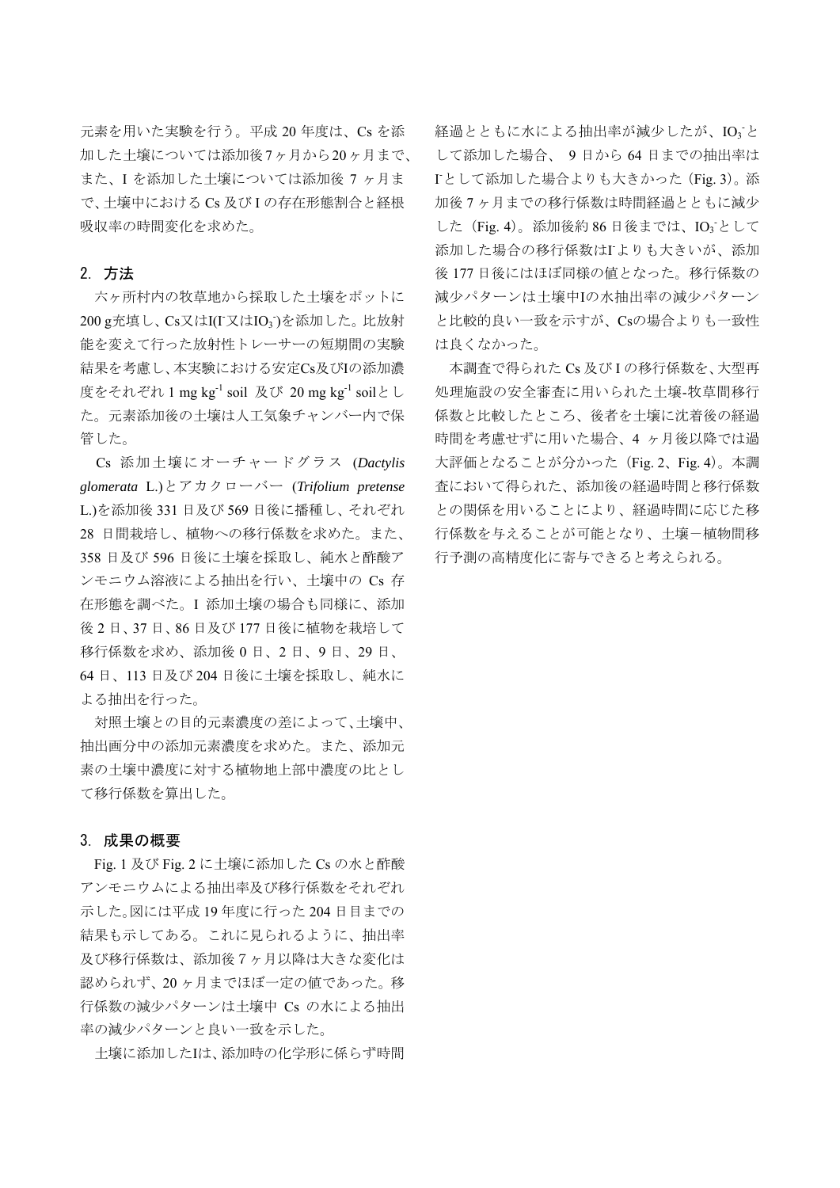元素を用いた実験を行う。平成 20 年度は、Cs を添加した土壌については添加後 7ヶ月から 20ヶ月まで、また、I を添加した土壌については添加後 7 ヶ月まで、土壌中における Cs 及び I の存在形態割合と経根吸収率の時間変化を求めた。

## 2. 方法

六ヶ所村内の牧草地から採取した土壌をポットに 200 g充填し、Cs又はI($I^-$又は$IO_3^-$)を添加した。比放射能を変えて行った放射性トレーサーの短期間の実験結果を考慮し、本実験における安定Cs及びIの添加濃度をそれぞれ 1 mg $kg^{-1}$ soil 及び 20 mg $kg^{-1}$ soilとした。元素添加後の土壌は人工気象チャンバー内で保管した。

Cs 添加土壌にオーチャードグラス (*Dactylis glomerata* L.)とアカクローバー (*Trifolium pretense* L.)を添加後 331 日及び 569 日後に播種し、それぞれ 28 日間栽培し、植物への移行係数を求めた。また、358 日及び 596 日後に土壌を採取し、純水と酢酸アンモニウム溶液による抽出を行い、土壌中の Cs 存在形態を調べた。I 添加土壌の場合も同様に、添加後 2 日、37 日、86 日及び 177 日後に植物を栽培して移行係数を求め、添加後 0 日、2 日、9 日、29 日、64 日、113 日及び 204 日後に土壌を採取し、純水による抽出を行った。

対照土壌との目的元素濃度の差によって、土壌中、抽出画分中の添加元素濃度を求めた。また、添加元素の土壌中濃度に対する植物地上部中濃度の比として移行係数を算出した。

## 3. 成果の概要

Fig. 1 及び Fig. 2 に土壌に添加した Cs の水と酢酸アンモニウムによる抽出率及び移行係数をそれぞれ示した。図には平成 19 年度に行った 204 日目までの結果も示してある。これに見られるように、抽出率及び移行係数は、添加後 7ヶ月以降は大きな変化は認められず、20ヶ月までほぼ一定の値であった。移行係数の減少パターンは土壌中 Cs の水による抽出率の減少パターンと良い一致を示した。

土壌に添加したIは、添加時の化学形に係らず時間経過とともに水による抽出率が減少したが、$IO_3^-$として添加した場合、 9 日から 64 日までの抽出率は$I^-$として添加した場合よりも大きかった (Fig. 3)。添加後 7ヶ月までの移行係数は時間経過とともに減少した (Fig. 4)。添加後約 86 日後までは、$IO_3^-$として添加した場合の移行係数は$I^-$よりも大きいが、添加後 177 日後にはほぼ同様の値となった。移行係数の減少パターンは土壌中Iの水抽出率の減少パターンと比較的良い一致を示すが、Csの場合よりも一致性は良くなかった。

本調査で得られた Cs 及び I の移行係数を、大型再処理施設の安全審査に用いられた土壌-牧草間移行係数と比較したところ、後者を土壌に沈着後の経過時間を考慮せずに用いた場合、4 ヶ月後以降では過大評価となることが分かった (Fig. 2、Fig. 4)。本調査において得られた、添加後の経過時間と移行係数との関係を用いることにより、経過時間に応じた移行係数を与えることが可能となり、土壌－植物間移行予測の高精度化に寄与できると考えられる。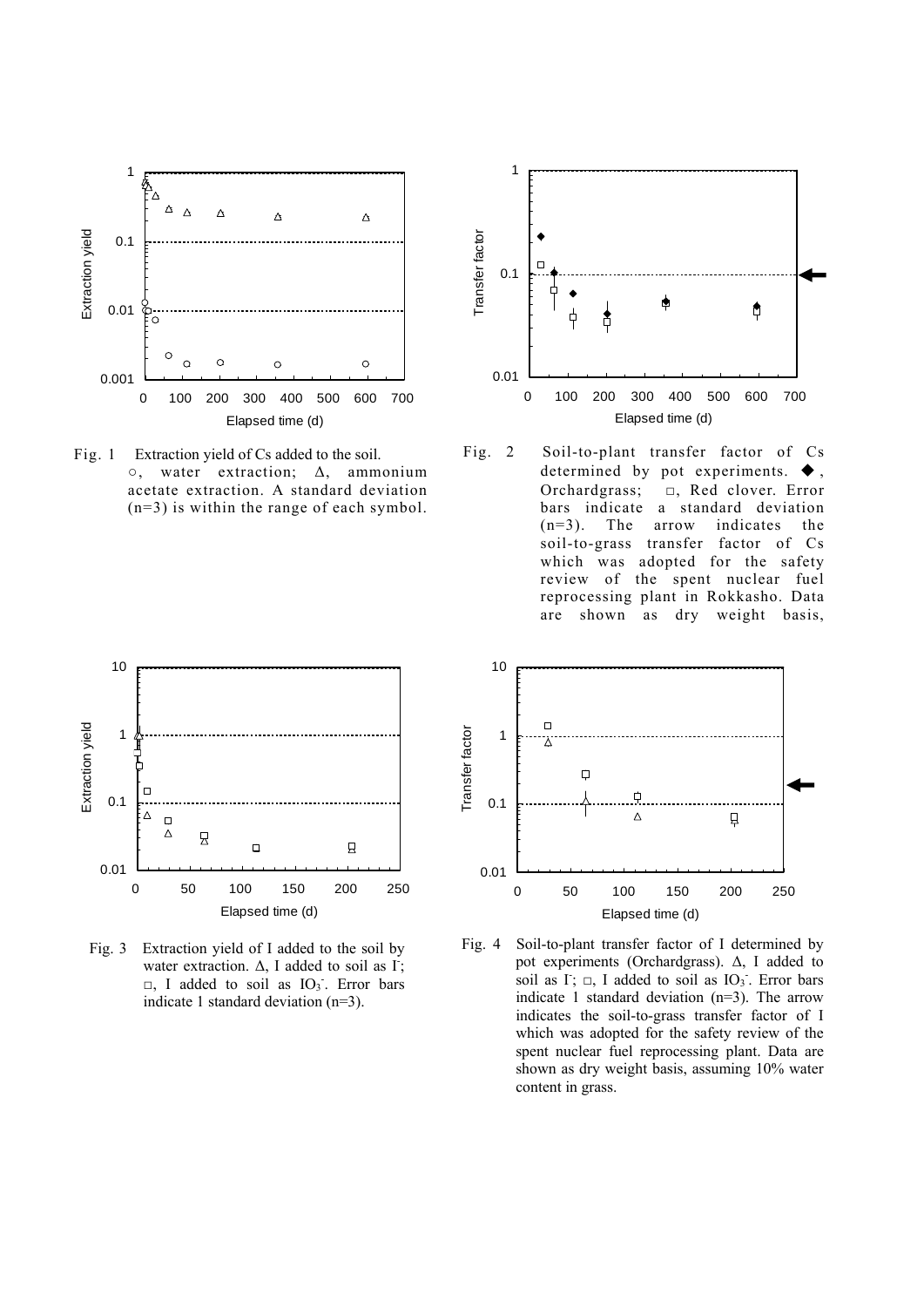1

0.1

0.01

0.001

Extraction yield

0 100 200 300 400 500 600 700

Elapsed time (d)

Fig. 1 Extraction yield of Cs added to the soil. ○, water extraction; Δ, ammonium acetate extraction. A standard deviation (n=3) is within the range of each symbol.

1

0.1

0.01

Transfer factor

0 100 200 300 400 500 600 700

Elapsed time (d)

Fig. 2 Soil-to-plant transfer factor of Cs determined by pot experiments. ◆, Orchardgrass; □, Red clover. Error bars indicate a standard deviation (n=3). The arrow indicates the soil-to-grass transfer factor of Cs which was adopted for the safety review of the spent nuclear fuel reprocessing plant in Rokkasho. Data are shown as dry weight basis,

10

1

0.1

0.01

Extraction yield

0 50 100 150 200 250

Elapsed time (d)

Fig. 3 Extraction yield of I added to the soil by water extraction. Δ, I added to soil as $I^-$; □, I added to soil as $IO_3^-$. Error bars indicate 1 standard deviation (n=3).

10

1

0.1

0.01

Transfer factor

0 50 100 150 200 250

Elapsed time (d)

Fig. 4 Soil-to-plant transfer factor of I determined by pot experiments (Orchardgrass). Δ, I added to soil as $I^-$; □, I added to soil as $IO_3^-$. Error bars indicate 1 standard deviation (n=3). The arrow indicates the soil-to-grass transfer factor of I which was adopted for the safety review of the spent nuclear fuel reprocessing plant. Data are shown as dry weight basis, assuming 10% water content in grass.